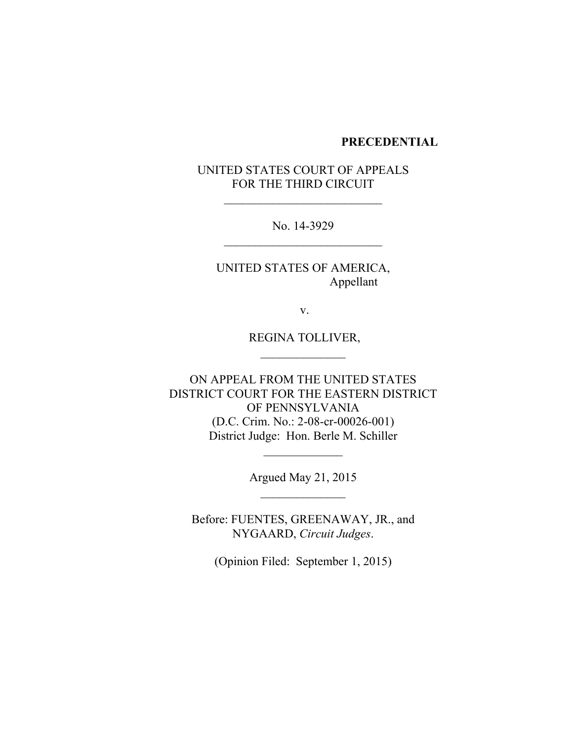**PRECEDENTIAL**

UNITED STATES COURT OF APPEALS
FOR THE THIRD CIRCUIT

---

No. 14-3929

---

UNITED STATES OF AMERICA,
Appellant

v.

REGINA TOLLIVER,

---

ON APPEAL FROM THE UNITED STATES
DISTRICT COURT FOR THE EASTERN DISTRICT
OF PENNSYLVANIA
(D.C. Crim. No.: 2-08-cr-00026-001)
District Judge: Hon. Berle M. Schiller

---

Argued May 21, 2015

---

Before: FUENTES, GREENAWAY, JR., and
NYGAARD, *Circuit Judges*.

(Opinion Filed: September 1, 2015)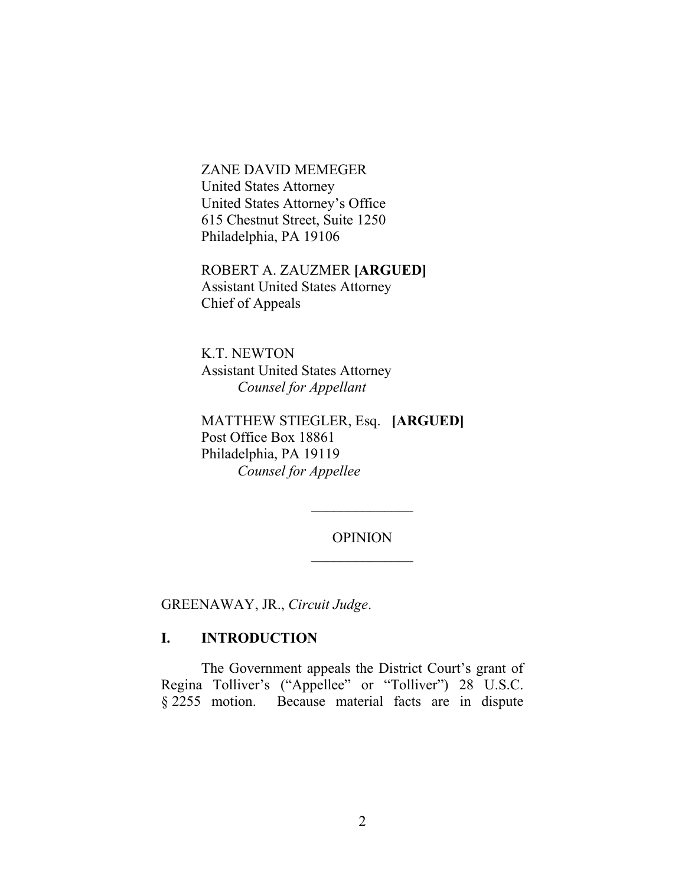ZANE DAVID MEMEGER
United States Attorney
United States Attorney's Office
615 Chestnut Street, Suite 1250
Philadelphia, PA 19106

ROBERT A. ZAUZMER **[ARGUED]**
Assistant United States Attorney
Chief of Appeals

K.T. NEWTON
Assistant United States Attorney
*Counsel for Appellant*

MATTHEW STIEGLER, Esq. **[ARGUED]**
Post Office Box 18861
Philadelphia, PA 19119
*Counsel for Appellee*

---

OPINION

---

GREENAWAY, JR., *Circuit Judge*.

## I. INTRODUCTION

The Government appeals the District Court's grant of Regina Tolliver's ("Appellee" or "Tolliver") 28 U.S.C. § 2255 motion. Because material facts are in dispute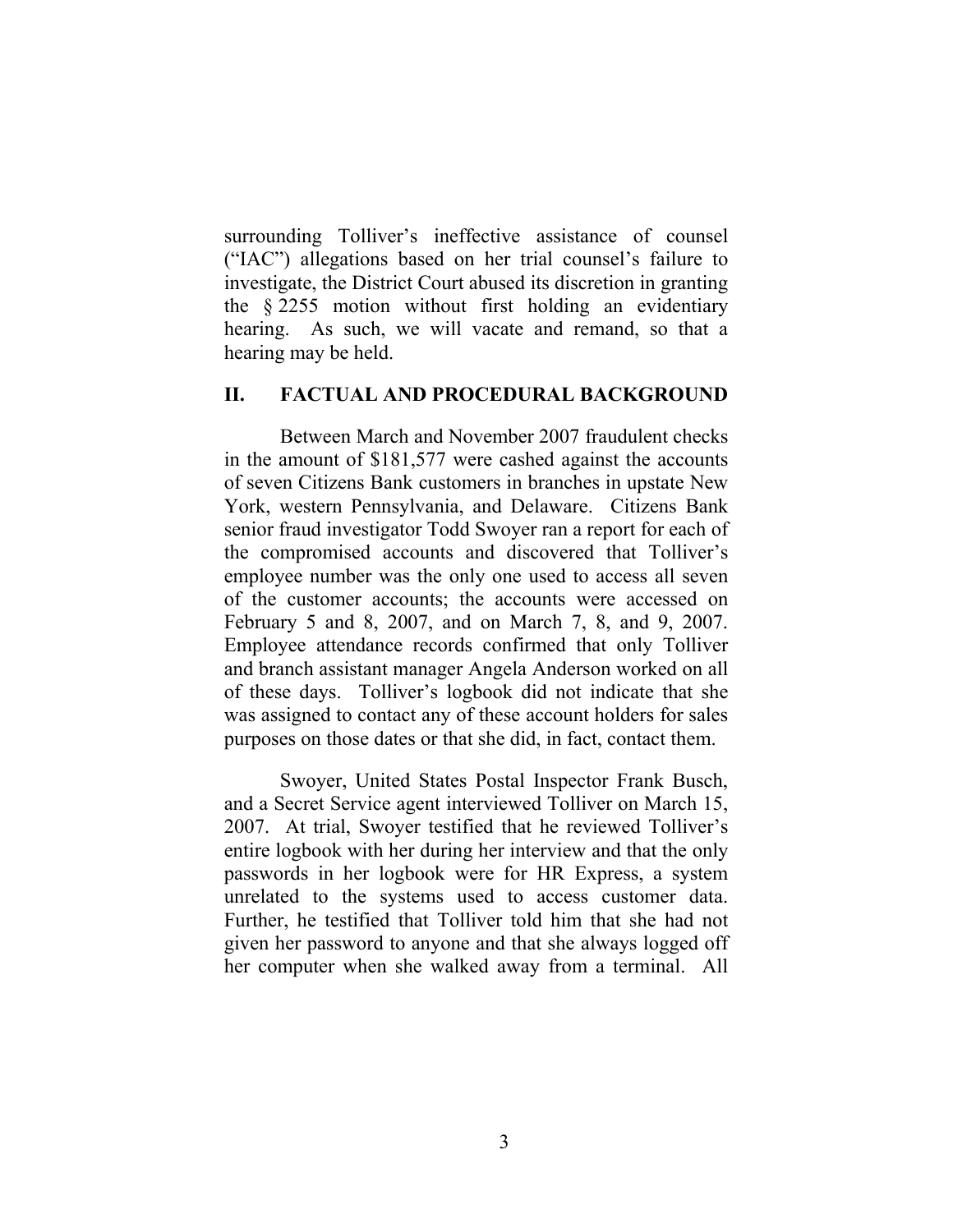surrounding Tolliver's ineffective assistance of counsel ("IAC") allegations based on her trial counsel's failure to investigate, the District Court abused its discretion in granting the § 2255 motion without first holding an evidentiary hearing. As such, we will vacate and remand, so that a hearing may be held.

## II. FACTUAL AND PROCEDURAL BACKGROUND

Between March and November 2007 fraudulent checks in the amount of $181,577 were cashed against the accounts of seven Citizens Bank customers in branches in upstate New York, western Pennsylvania, and Delaware. Citizens Bank senior fraud investigator Todd Swoyer ran a report for each of the compromised accounts and discovered that Tolliver's employee number was the only one used to access all seven of the customer accounts; the accounts were accessed on February 5 and 8, 2007, and on March 7, 8, and 9, 2007. Employee attendance records confirmed that only Tolliver and branch assistant manager Angela Anderson worked on all of these days. Tolliver's logbook did not indicate that she was assigned to contact any of these account holders for sales purposes on those dates or that she did, in fact, contact them.

Swoyer, United States Postal Inspector Frank Busch, and a Secret Service agent interviewed Tolliver on March 15, 2007. At trial, Swoyer testified that he reviewed Tolliver's entire logbook with her during her interview and that the only passwords in her logbook were for HR Express, a system unrelated to the systems used to access customer data. Further, he testified that Tolliver told him that she had not given her password to anyone and that she always logged off her computer when she walked away from a terminal. All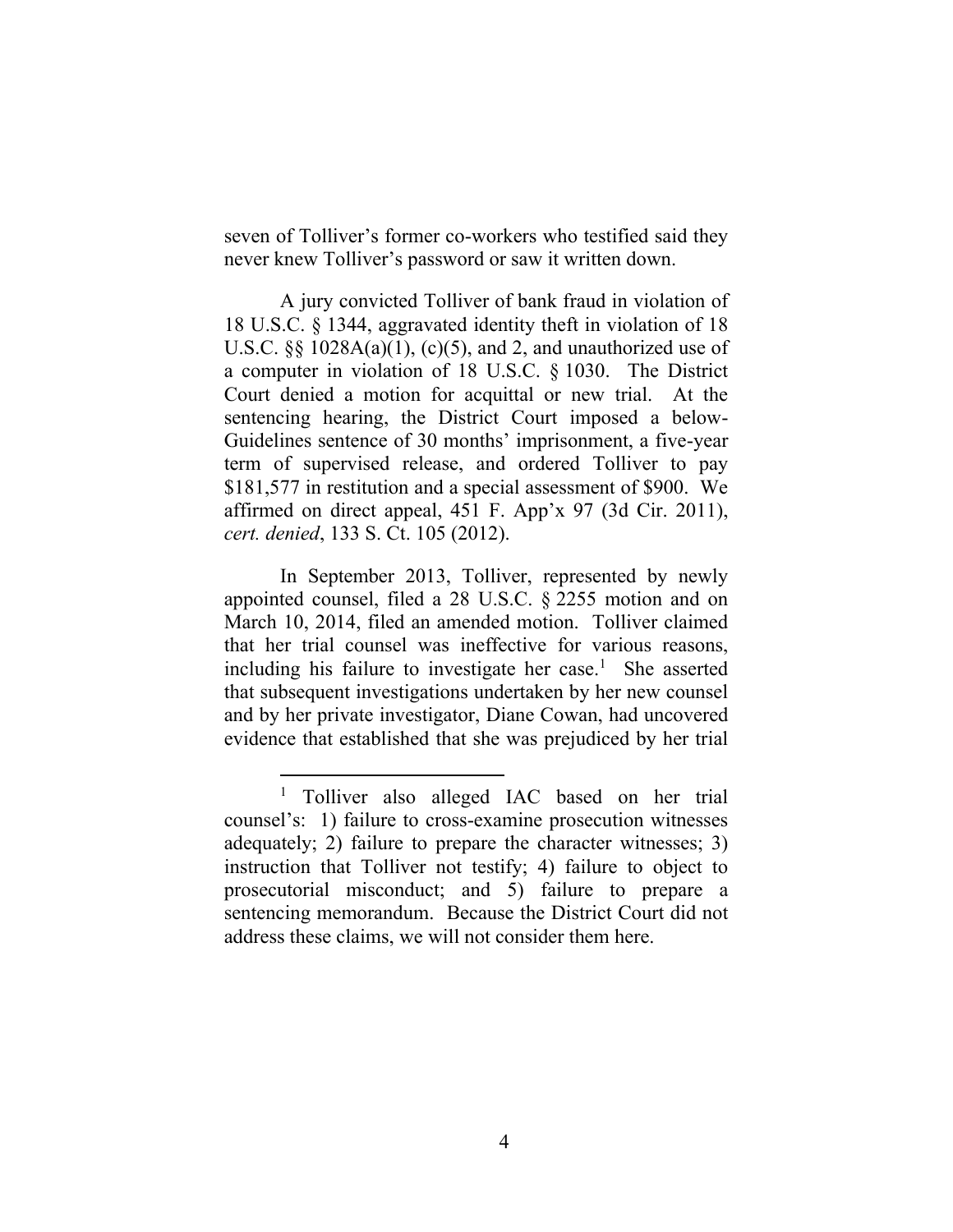seven of Tolliver's former co-workers who testified said they never knew Tolliver's password or saw it written down.

A jury convicted Tolliver of bank fraud in violation of 18 U.S.C. § 1344, aggravated identity theft in violation of 18 U.S.C. §§ 1028A(a)(1), (c)(5), and 2, and unauthorized use of a computer in violation of 18 U.S.C. § 1030. The District Court denied a motion for acquittal or new trial. At the sentencing hearing, the District Court imposed a below-Guidelines sentence of 30 months' imprisonment, a five-year term of supervised release, and ordered Tolliver to pay $181,577 in restitution and a special assessment of $900. We affirmed on direct appeal, 451 F. App'x 97 (3d Cir. 2011), *cert. denied*, 133 S. Ct. 105 (2012).

In September 2013, Tolliver, represented by newly appointed counsel, filed a 28 U.S.C. § 2255 motion and on March 10, 2014, filed an amended motion. Tolliver claimed that her trial counsel was ineffective for various reasons, including his failure to investigate her case.[1] She asserted that subsequent investigations undertaken by her new counsel and by her private investigator, Diane Cowan, had uncovered evidence that established that she was prejudiced by her trial

---

[1] Tolliver also alleged IAC based on her trial counsel's: 1) failure to cross-examine prosecution witnesses adequately; 2) failure to prepare the character witnesses; 3) instruction that Tolliver not testify; 4) failure to object to prosecutorial misconduct; and 5) failure to prepare a sentencing memorandum. Because the District Court did not address these claims, we will not consider them here.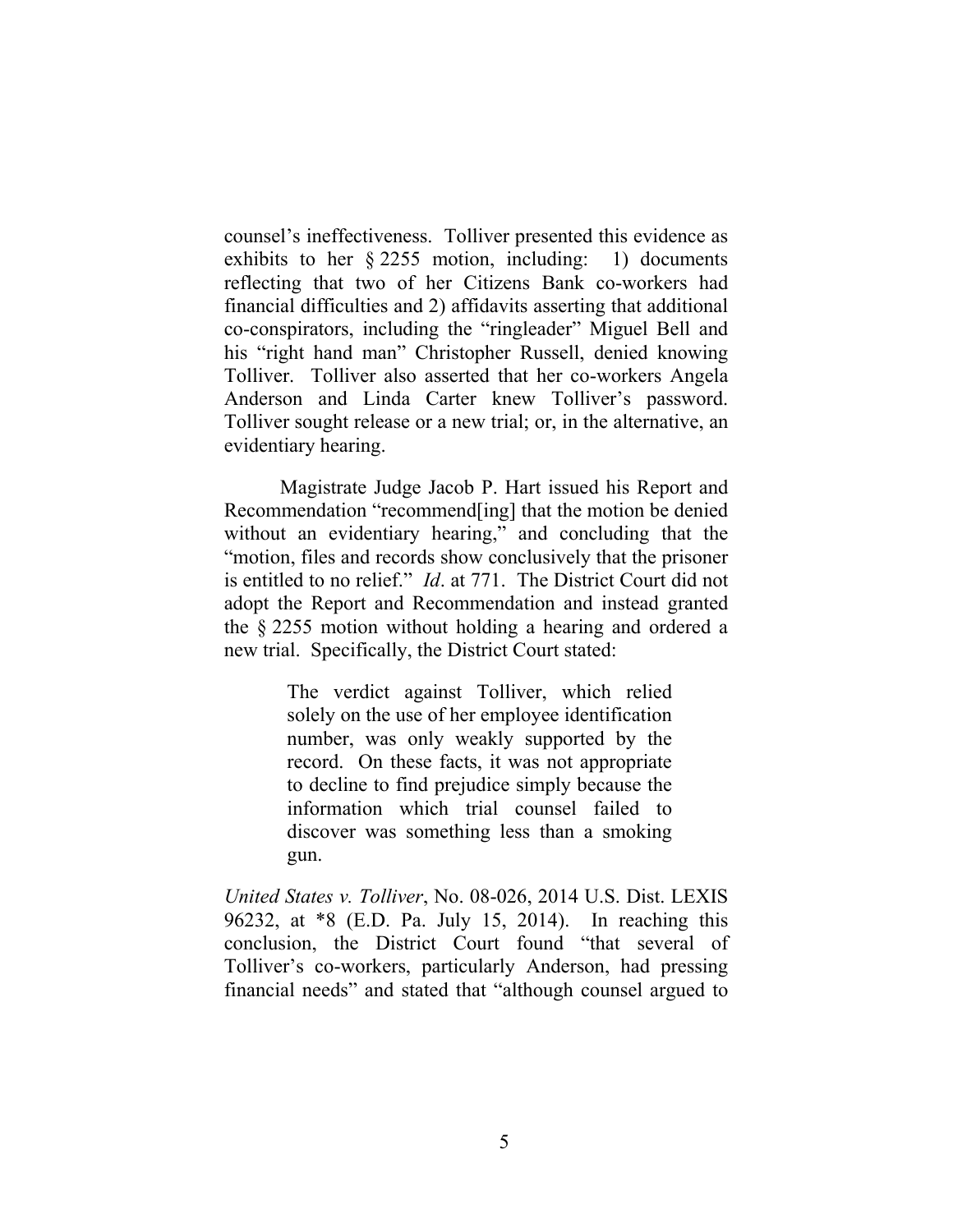counsel's ineffectiveness. Tolliver presented this evidence as exhibits to her § 2255 motion, including: 1) documents reflecting that two of her Citizens Bank co-workers had financial difficulties and 2) affidavits asserting that additional co-conspirators, including the "ringleader" Miguel Bell and his "right hand man" Christopher Russell, denied knowing Tolliver. Tolliver also asserted that her co-workers Angela Anderson and Linda Carter knew Tolliver's password. Tolliver sought release or a new trial; or, in the alternative, an evidentiary hearing.

Magistrate Judge Jacob P. Hart issued his Report and Recommendation "recommend[ing] that the motion be denied without an evidentiary hearing," and concluding that the "motion, files and records show conclusively that the prisoner is entitled to no relief." *Id*. at 771. The District Court did not adopt the Report and Recommendation and instead granted the § 2255 motion without holding a hearing and ordered a new trial. Specifically, the District Court stated:

> The verdict against Tolliver, which relied solely on the use of her employee identification number, was only weakly supported by the record. On these facts, it was not appropriate to decline to find prejudice simply because the information which trial counsel failed to discover was something less than a smoking gun.

*United States v. Tolliver*, No. 08-026, 2014 U.S. Dist. LEXIS 96232, at *8 (E.D. Pa. July 15, 2014). In reaching this conclusion, the District Court found "that several of Tolliver's co-workers, particularly Anderson, had pressing financial needs" and stated that "although counsel argued to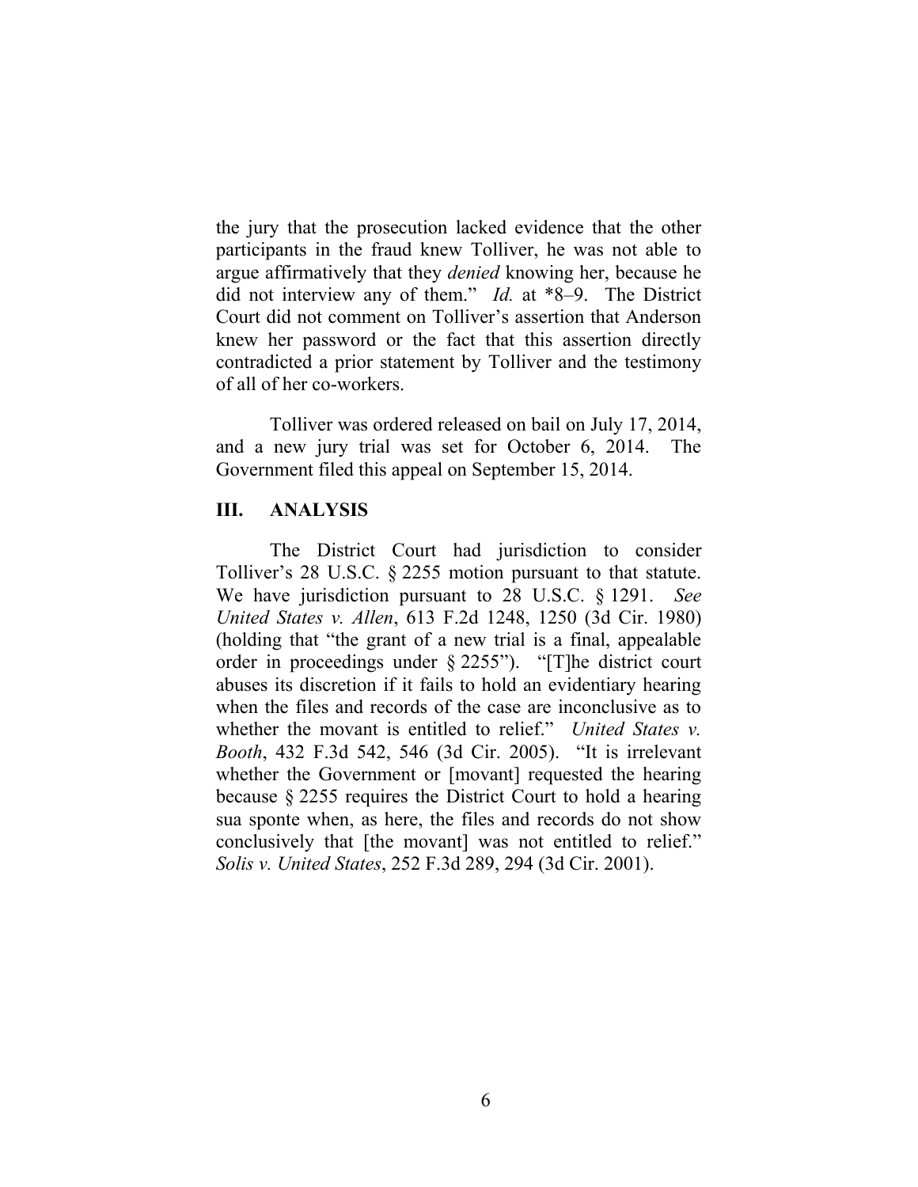the jury that the prosecution lacked evidence that the other participants in the fraud knew Tolliver, he was not able to argue affirmatively that they *denied* knowing her, because he did not interview any of them." *Id.* at *8–9. The District Court did not comment on Tolliver's assertion that Anderson knew her password or the fact that this assertion directly contradicted a prior statement by Tolliver and the testimony of all of her co-workers.

Tolliver was ordered released on bail on July 17, 2014, and a new jury trial was set for October 6, 2014. The Government filed this appeal on September 15, 2014.

## III. ANALYSIS

The District Court had jurisdiction to consider Tolliver's 28 U.S.C. § 2255 motion pursuant to that statute. We have jurisdiction pursuant to 28 U.S.C. § 1291. *See United States v. Allen*, 613 F.2d 1248, 1250 (3d Cir. 1980) (holding that "the grant of a new trial is a final, appealable order in proceedings under § 2255"). "[T]he district court abuses its discretion if it fails to hold an evidentiary hearing when the files and records of the case are inconclusive as to whether the movant is entitled to relief." *United States v. Booth*, 432 F.3d 542, 546 (3d Cir. 2005). "It is irrelevant whether the Government or [movant] requested the hearing because § 2255 requires the District Court to hold a hearing sua sponte when, as here, the files and records do not show conclusively that [the movant] was not entitled to relief." *Solis v. United States*, 252 F.3d 289, 294 (3d Cir. 2001).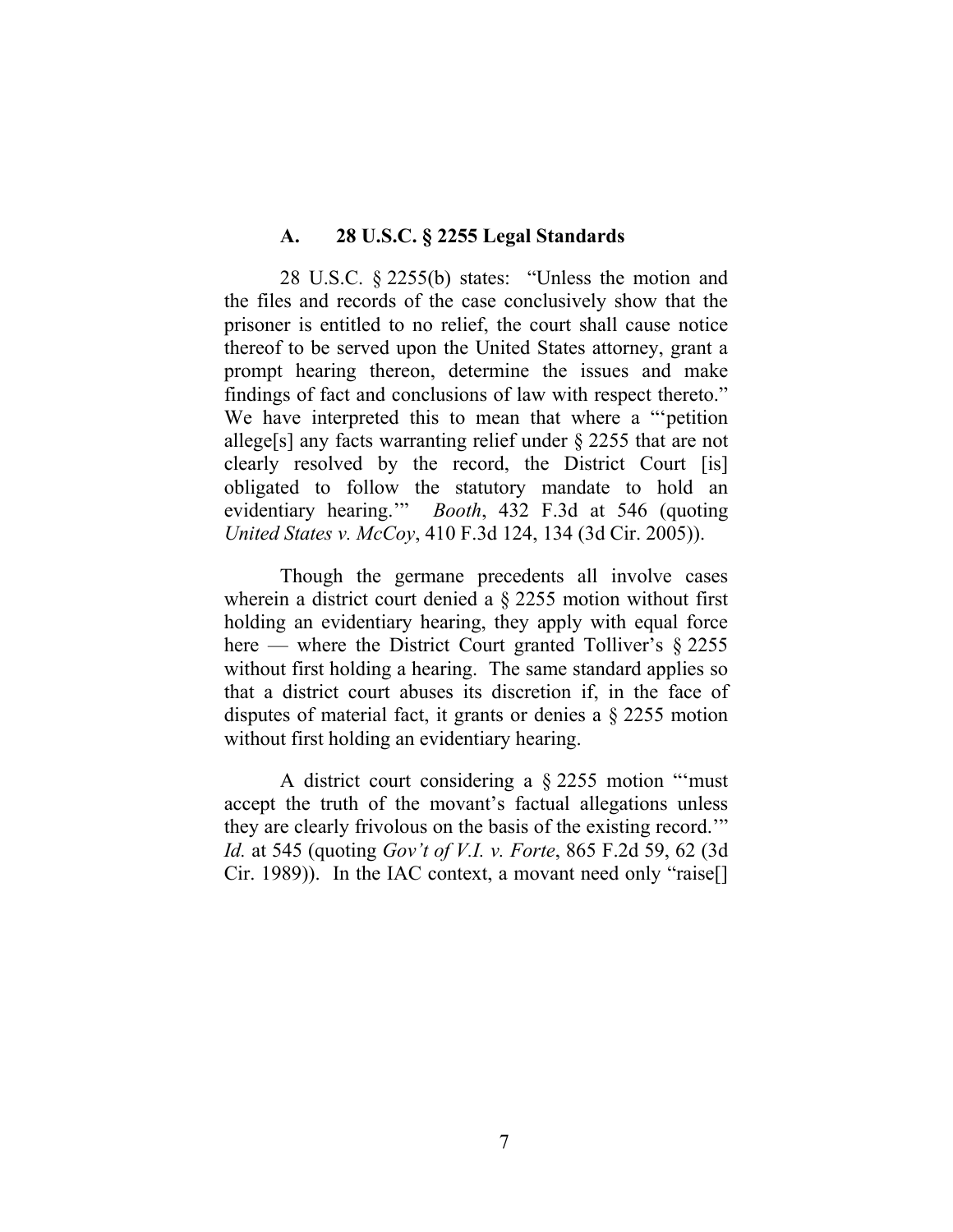### A. 28 U.S.C. § 2255 Legal Standards

28 U.S.C. § 2255(b) states: "Unless the motion and the files and records of the case conclusively show that the prisoner is entitled to no relief, the court shall cause notice thereof to be served upon the United States attorney, grant a prompt hearing thereon, determine the issues and make findings of fact and conclusions of law with respect thereto." We have interpreted this to mean that where a "'petition allege[s] any facts warranting relief under § 2255 that are not clearly resolved by the record, the District Court [is] obligated to follow the statutory mandate to hold an evidentiary hearing.'" *Booth*, 432 F.3d at 546 (quoting *United States v. McCoy*, 410 F.3d 124, 134 (3d Cir. 2005)).

Though the germane precedents all involve cases wherein a district court denied a § 2255 motion without first holding an evidentiary hearing, they apply with equal force here — where the District Court granted Tolliver's § 2255 without first holding a hearing. The same standard applies so that a district court abuses its discretion if, in the face of disputes of material fact, it grants or denies a § 2255 motion without first holding an evidentiary hearing.

A district court considering a § 2255 motion "'must accept the truth of the movant's factual allegations unless they are clearly frivolous on the basis of the existing record.'" *Id.* at 545 (quoting *Gov't of V.I. v. Forte*, 865 F.2d 59, 62 (3d Cir. 1989)). In the IAC context, a movant need only "raise[]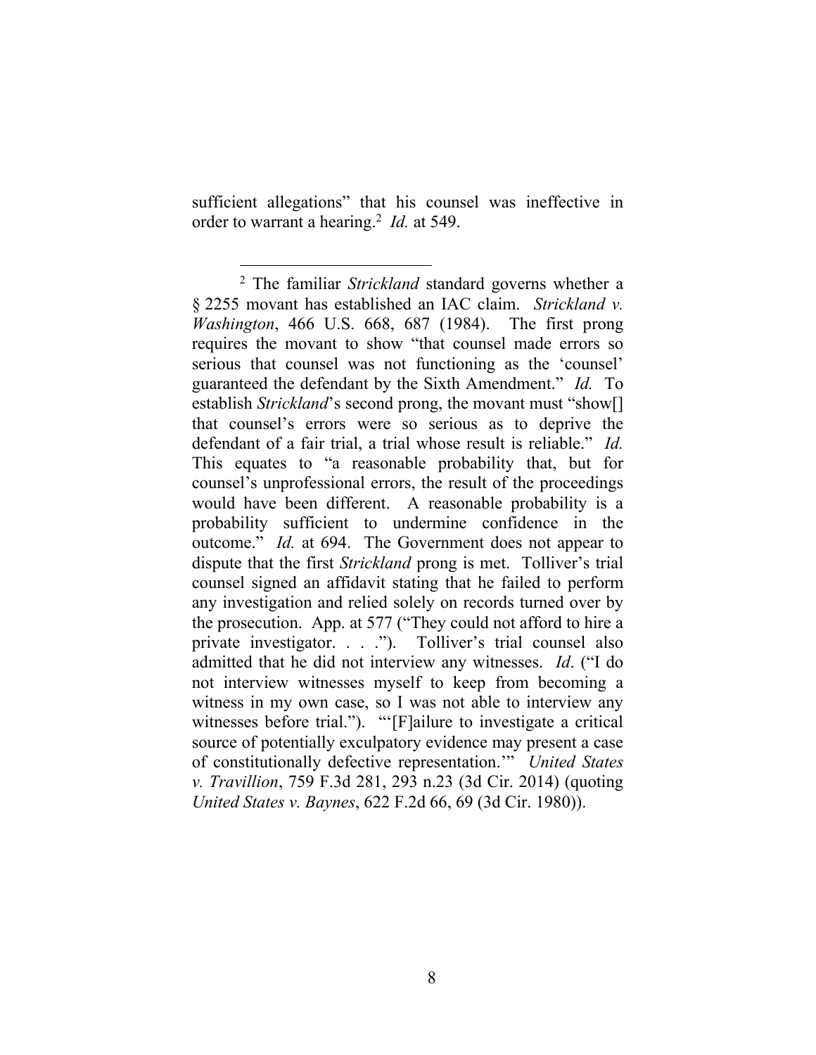sufficient allegations" that his counsel was ineffective in order to warrant a hearing.[2] *Id.* at 549.

---

[2] The familiar *Strickland* standard governs whether a § 2255 movant has established an IAC claim. *Strickland v. Washington*, 466 U.S. 668, 687 (1984). The first prong requires the movant to show "that counsel made errors so serious that counsel was not functioning as the 'counsel' guaranteed the defendant by the Sixth Amendment." *Id.* To establish *Strickland*'s second prong, the movant must "show[] that counsel's errors were so serious as to deprive the defendant of a fair trial, a trial whose result is reliable." *Id.* This equates to "a reasonable probability that, but for counsel's unprofessional errors, the result of the proceedings would have been different. A reasonable probability is a probability sufficient to undermine confidence in the outcome." *Id.* at 694. The Government does not appear to dispute that the first *Strickland* prong is met. Tolliver's trial counsel signed an affidavit stating that he failed to perform any investigation and relied solely on records turned over by the prosecution. App. at 577 ("They could not afford to hire a private investigator. . . ."). Tolliver's trial counsel also admitted that he did not interview any witnesses. *Id*. ("I do not interview witnesses myself to keep from becoming a witness in my own case, so I was not able to interview any witnesses before trial."). "'[F]ailure to investigate a critical source of potentially exculpatory evidence may present a case of constitutionally defective representation.'" *United States v. Travillion*, 759 F.3d 281, 293 n.23 (3d Cir. 2014) (quoting *United States v. Baynes*, 622 F.2d 66, 69 (3d Cir. 1980)).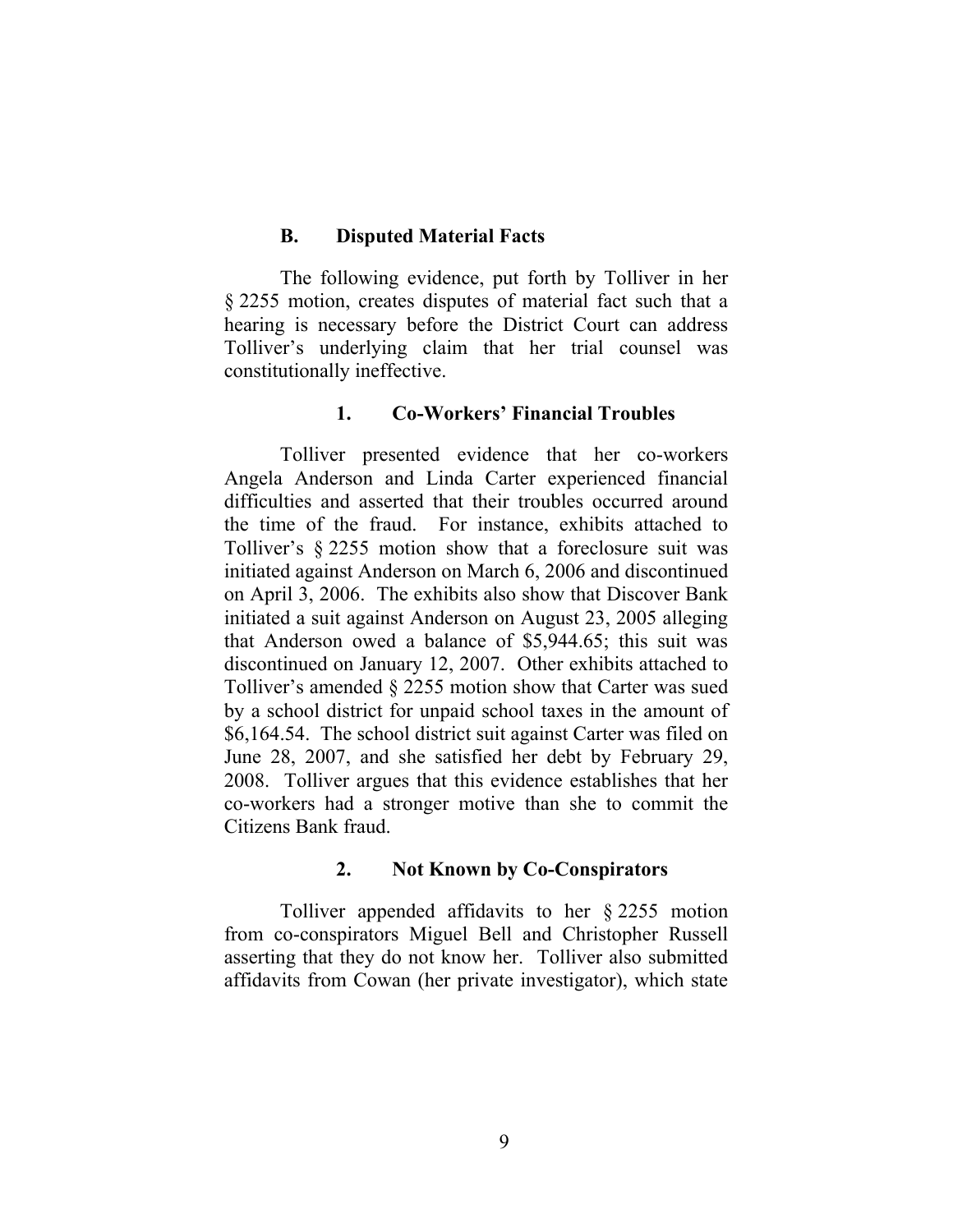### B. Disputed Material Facts

The following evidence, put forth by Tolliver in her § 2255 motion, creates disputes of material fact such that a hearing is necessary before the District Court can address Tolliver's underlying claim that her trial counsel was constitutionally ineffective.

#### 1. Co-Workers' Financial Troubles

Tolliver presented evidence that her co-workers Angela Anderson and Linda Carter experienced financial difficulties and asserted that their troubles occurred around the time of the fraud. For instance, exhibits attached to Tolliver's § 2255 motion show that a foreclosure suit was initiated against Anderson on March 6, 2006 and discontinued on April 3, 2006. The exhibits also show that Discover Bank initiated a suit against Anderson on August 23, 2005 alleging that Anderson owed a balance of $5,944.65; this suit was discontinued on January 12, 2007. Other exhibits attached to Tolliver's amended § 2255 motion show that Carter was sued by a school district for unpaid school taxes in the amount of $6,164.54. The school district suit against Carter was filed on June 28, 2007, and she satisfied her debt by February 29, 2008. Tolliver argues that this evidence establishes that her co-workers had a stronger motive than she to commit the Citizens Bank fraud.

#### 2. Not Known by Co-Conspirators

Tolliver appended affidavits to her § 2255 motion from co-conspirators Miguel Bell and Christopher Russell asserting that they do not know her. Tolliver also submitted affidavits from Cowan (her private investigator), which state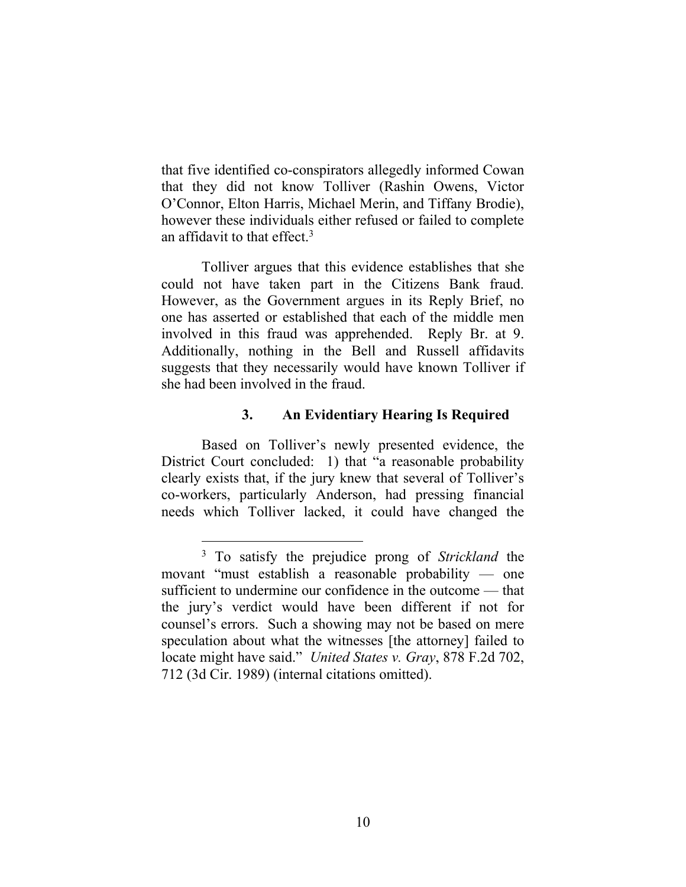that five identified co-conspirators allegedly informed Cowan that they did not know Tolliver (Rashin Owens, Victor O'Connor, Elton Harris, Michael Merin, and Tiffany Brodie), however these individuals either refused or failed to complete an affidavit to that effect.[3]

Tolliver argues that this evidence establishes that she could not have taken part in the Citizens Bank fraud. However, as the Government argues in its Reply Brief, no one has asserted or established that each of the middle men involved in this fraud was apprehended. Reply Br. at 9. Additionally, nothing in the Bell and Russell affidavits suggests that they necessarily would have known Tolliver if she had been involved in the fraud.

### 3. An Evidentiary Hearing Is Required

Based on Tolliver's newly presented evidence, the District Court concluded: 1) that "a reasonable probability clearly exists that, if the jury knew that several of Tolliver's co-workers, particularly Anderson, had pressing financial needs which Tolliver lacked, it could have changed the

---

[3] To satisfy the prejudice prong of *Strickland* the movant "must establish a reasonable probability — one sufficient to undermine our confidence in the outcome — that the jury's verdict would have been different if not for counsel's errors. Such a showing may not be based on mere speculation about what the witnesses [the attorney] failed to locate might have said." *United States v. Gray*, 878 F.2d 702, 712 (3d Cir. 1989) (internal citations omitted).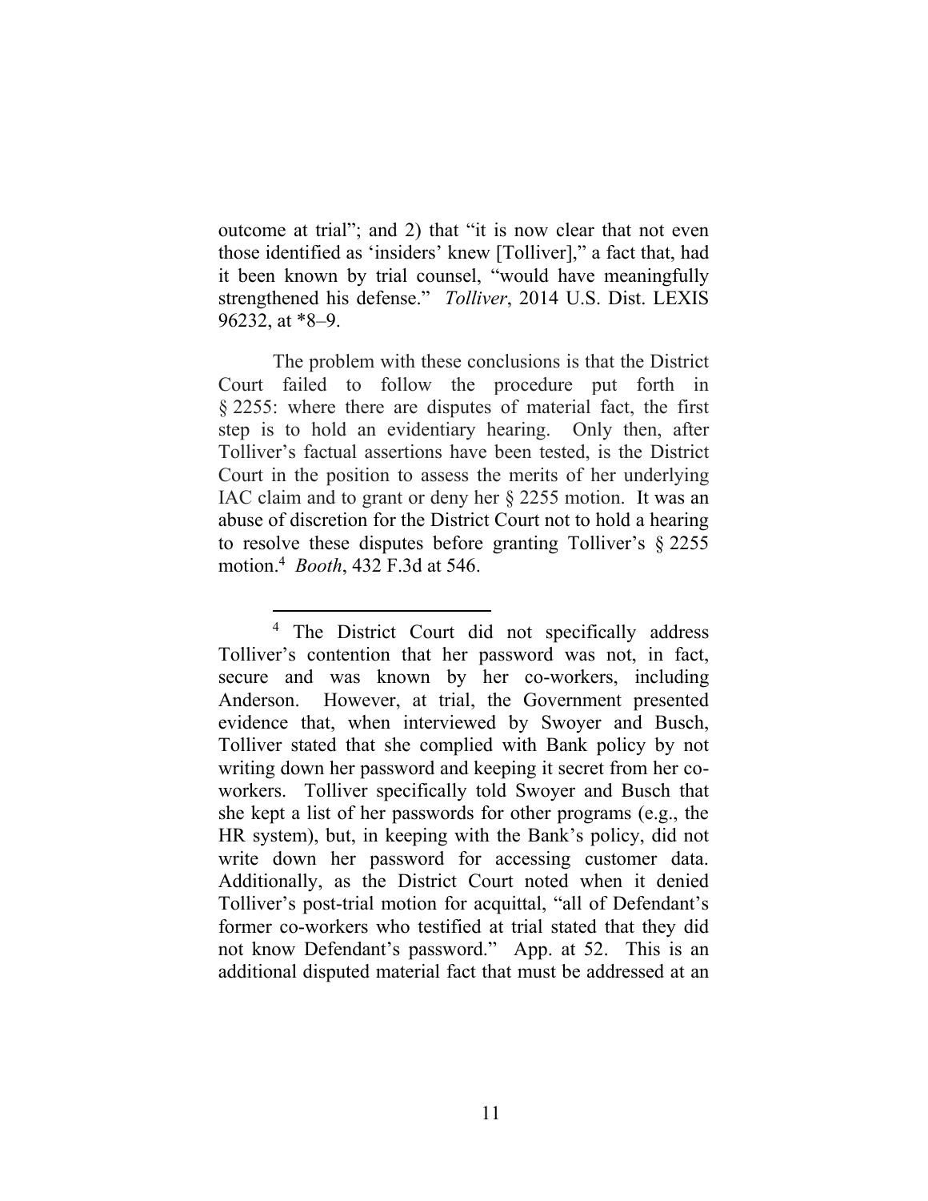outcome at trial"; and 2) that "it is now clear that not even those identified as 'insiders' knew [Tolliver]," a fact that, had it been known by trial counsel, "would have meaningfully strengthened his defense." *Tolliver*, 2014 U.S. Dist. LEXIS 96232, at *8–9.

The problem with these conclusions is that the District Court failed to follow the procedure put forth in § 2255: where there are disputes of material fact, the first step is to hold an evidentiary hearing. Only then, after Tolliver's factual assertions have been tested, is the District Court in the position to assess the merits of her underlying IAC claim and to grant or deny her § 2255 motion. It was an abuse of discretion for the District Court not to hold a hearing to resolve these disputes before granting Tolliver's § 2255 motion.[4] *Booth*, 432 F.3d at 546.

---

[4] The District Court did not specifically address Tolliver's contention that her password was not, in fact, secure and was known by her co-workers, including Anderson. However, at trial, the Government presented evidence that, when interviewed by Swoyer and Busch, Tolliver stated that she complied with Bank policy by not writing down her password and keeping it secret from her co-workers. Tolliver specifically told Swoyer and Busch that she kept a list of her passwords for other programs (e.g., the HR system), but, in keeping with the Bank's policy, did not write down her password for accessing customer data. Additionally, as the District Court noted when it denied Tolliver's post-trial motion for acquittal, "all of Defendant's former co-workers who testified at trial stated that they did not know Defendant's password." App. at 52. This is an additional disputed material fact that must be addressed at an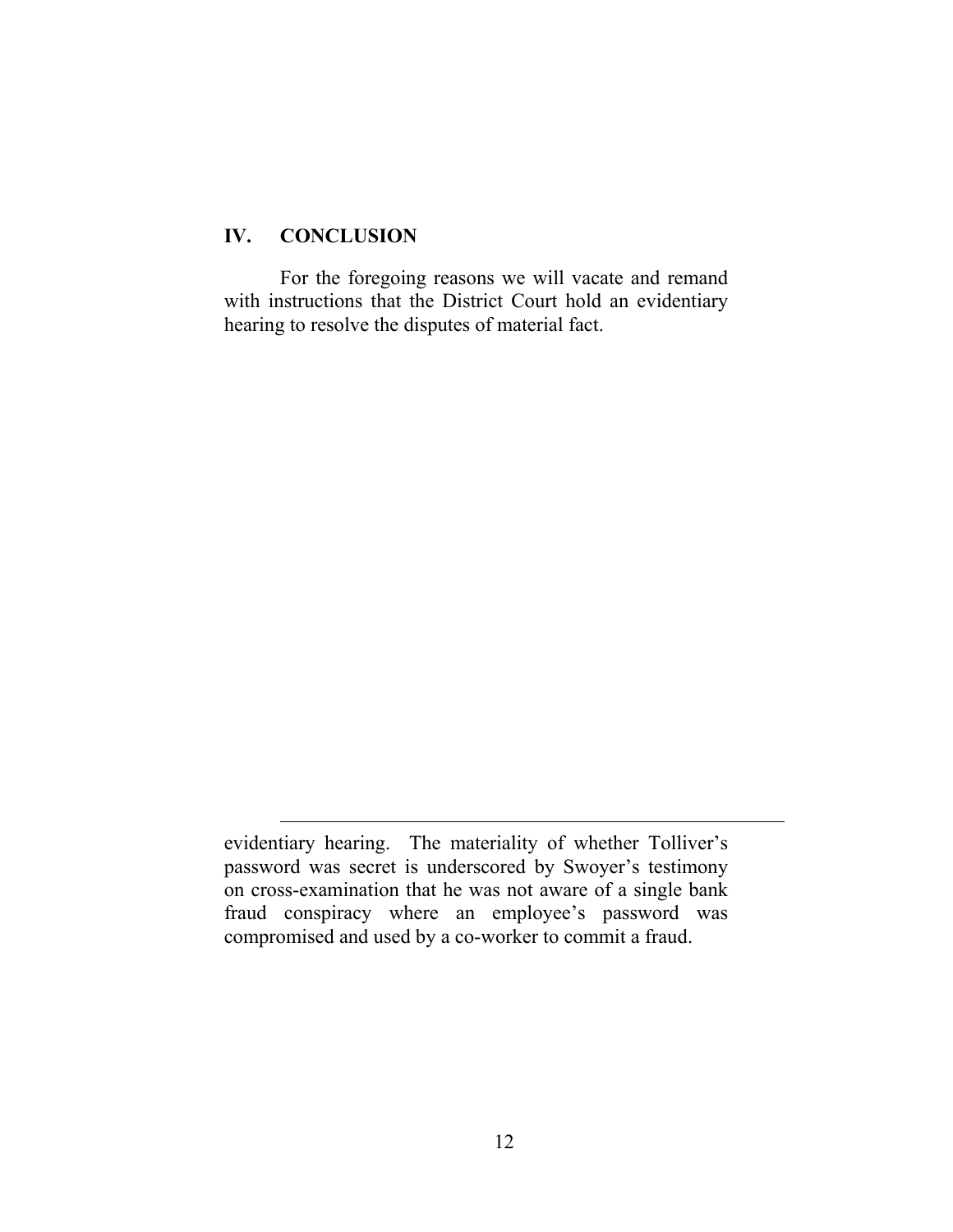## IV. CONCLUSION

For the foregoing reasons we will vacate and remand with instructions that the District Court hold an evidentiary hearing to resolve the disputes of material fact.

---

evidentiary hearing. The materiality of whether Tolliver's password was secret is underscored by Swoyer's testimony on cross-examination that he was not aware of a single bank fraud conspiracy where an employee's password was compromised and used by a co-worker to commit a fraud.